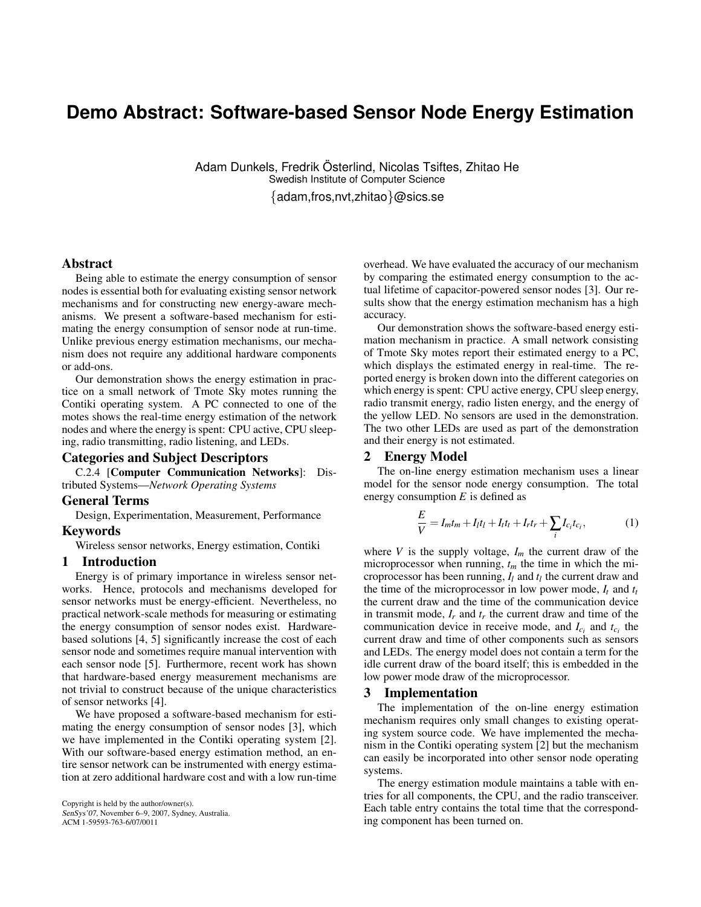# Demo Abstract: Software-based Sensor Node Energy Estimation

Adam Dunkels, Fredrik Österlind, Nicolas Tsiftes, Zhitao He
Swedish Institute of Computer Science
{adam,fros,nvt,zhitao}@sics.se

## Abstract

Being able to estimate the energy consumption of sensor nodes is essential both for evaluating existing sensor network mechanisms and for constructing new energy-aware mechanisms. We present a software-based mechanism for estimating the energy consumption of sensor node at run-time. Unlike previous energy estimation mechanisms, our mechanism does not require any additional hardware components or add-ons.

Our demonstration shows the energy estimation in practice on a small network of Tmote Sky motes running the Contiki operating system. A PC connected to one of the motes shows the real-time energy estimation of the network nodes and where the energy is spent: CPU active, CPU sleeping, radio transmitting, radio listening, and LEDs.

## Categories and Subject Descriptors

C.2.4 [**Computer Communication Networks**]: Distributed Systems—*Network Operating Systems*

## General Terms

Design, Experimentation, Measurement, Performance

## Keywords

Wireless sensor networks, Energy estimation, Contiki

## 1 Introduction

Energy is of primary importance in wireless sensor networks. Hence, protocols and mechanisms developed for sensor networks must be energy-efficient. Nevertheless, no practical network-scale methods for measuring or estimating the energy consumption of sensor nodes exist. Hardware-based solutions [4, 5] significantly increase the cost of each sensor node and sometimes require manual intervention with each sensor node [5]. Furthermore, recent work has shown that hardware-based energy measurement mechanisms are not trivial to construct because of the unique characteristics of sensor networks [4].

We have proposed a software-based mechanism for estimating the energy consumption of sensor nodes [3], which we have implemented in the Contiki operating system [2]. With our software-based energy estimation method, an entire sensor network can be instrumented with energy estimation at zero additional hardware cost and with a low run-time overhead. We have evaluated the accuracy of our mechanism by comparing the estimated energy consumption to the actual lifetime of capacitor-powered sensor nodes [3]. Our results show that the energy estimation mechanism has a high accuracy.

Our demonstration shows the software-based energy estimation mechanism in practice. A small network consisting of Tmote Sky motes report their estimated energy to a PC, which displays the estimated energy in real-time. The reported energy is broken down into the different categories on which energy is spent: CPU active energy, CPU sleep energy, radio transmit energy, radio listen energy, and the energy of the yellow LED. No sensors are used in the demonstration. The two other LEDs are used as part of the demonstration and their energy is not estimated.

## 2 Energy Model

The on-line energy estimation mechanism uses a linear model for the sensor node energy consumption. The total energy consumption $E$ is defined as

$$\frac{E}{V} = I_m t_m + I_l t_l + I_t t_t + I_r t_r + \sum_i I_{c_i} t_{c_i}, \tag{1}$$

where $V$ is the supply voltage, $I_m$ the current draw of the microprocessor when running, $t_m$ the time in which the microprocessor has been running, $I_l$ and $t_l$ the current draw and the time of the microprocessor in low power mode, $I_t$ and $t_t$ the current draw and the time of the communication device in transmit mode, $I_r$ and $t_r$ the current draw and time of the communication device in receive mode, and $I_{c_i}$ and $t_{c_i}$ the current draw and time of other components such as sensors and LEDs. The energy model does not contain a term for the idle current draw of the board itself; this is embedded in the low power mode draw of the microprocessor.

## 3 Implementation

The implementation of the on-line energy estimation mechanism requires only small changes to existing operating system source code. We have implemented the mechanism in the Contiki operating system [2] but the mechanism can easily be incorporated into other sensor node operating systems.

The energy estimation module maintains a table with entries for all components, the CPU, and the radio transceiver. Each table entry contains the total time that the corresponding component has been turned on.

Copyright is held by the author/owner(s).
*SenSys'07*, November 6–9, 2007, Sydney, Australia.
ACM 1-59593-763-6/07/0011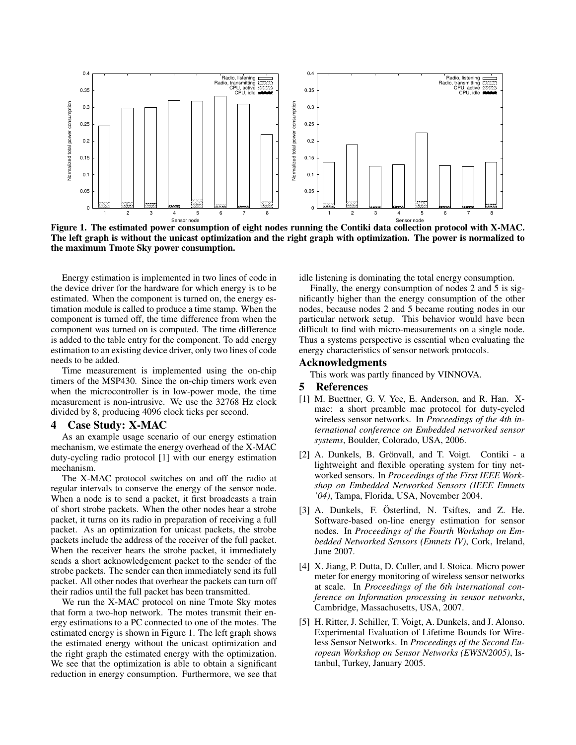0.4
0.35
0.3
0.25
0.2
0.15
0.1
0.05
0
Normalized total power consumption
Radio, listening
Radio, transmitting
CPU, active
CPU, idle
1 2 3 4 5 6 7 8
Sensor node

0.4
0.35
0.3
0.25
0.2
0.15
0.1
0.05
0
Normalized total power consumption
Radio, listening
Radio, transmitting
CPU, active
CPU, idle
1 2 3 4 5 6 7 8
Sensor node

**Figure 1. The estimated power consumption of eight nodes running the Contiki data collection protocol with X-MAC. The left graph is without the unicast optimization and the right graph with optimization. The power is normalized to the maximum Tmote Sky power consumption.**

Energy estimation is implemented in two lines of code in the device driver for the hardware for which energy is to be estimated. When the component is turned on, the energy estimation module is called to produce a time stamp. When the component is turned off, the time difference from when the component was turned on is computed. The time difference is added to the table entry for the component. To add energy estimation to an existing device driver, only two lines of code needs to be added.

Time measurement is implemented using the on-chip timers of the MSP430. Since the on-chip timers work even when the microcontroller is in low-power mode, the time measurement is non-intrusive. We use the 32768 Hz clock divided by 8, producing 4096 clock ticks per second.

## 4 Case Study: X-MAC

As an example usage scenario of our energy estimation mechanism, we estimate the energy overhead of the X-MAC duty-cycling radio protocol [1] with our energy estimation mechanism.

The X-MAC protocol switches on and off the radio at regular intervals to conserve the energy of the sensor node. When a node is to send a packet, it first broadcasts a train of short strobe packets. When the other nodes hear a strobe packet, it turns on its radio in preparation of receiving a full packet. As an optimization for unicast packets, the strobe packets include the address of the receiver of the full packet. When the receiver hears the strobe packet, it immediately sends a short acknowledgement packet to the sender of the strobe packets. The sender can then immediately send its full packet. All other nodes that overhear the packets can turn off their radios until the full packet has been transmitted.

We run the X-MAC protocol on nine Tmote Sky motes that form a two-hop network. The motes transmit their energy estimations to a PC connected to one of the motes. The estimated energy is shown in Figure 1. The left graph shows the estimated energy without the unicast optimization and the right graph the estimated energy with the optimization. We see that the optimization is able to obtain a significant reduction in energy consumption. Furthermore, we see that idle listening is dominating the total energy consumption.

Finally, the energy consumption of nodes 2 and 5 is significantly higher than the energy consumption of the other nodes, because nodes 2 and 5 became routing nodes in our particular network setup. This behavior would have been difficult to find with micro-measurements on a single node. Thus a systems perspective is essential when evaluating the energy characteristics of sensor network protocols.

## Acknowledgments

This work was partly financed by VINNOVA.

## 5 References

[1] M. Buettner, G. V. Yee, E. Anderson, and R. Han. X-mac: a short preamble mac protocol for duty-cycled wireless sensor networks. In *Proceedings of the 4th international conference on Embedded networked sensor systems*, Boulder, Colorado, USA, 2006.

[2] A. Dunkels, B. Grönvall, and T. Voigt. Contiki - a lightweight and flexible operating system for tiny networked sensors. In *Proceedings of the First IEEE Workshop on Embedded Networked Sensors (IEEE Emnets '04)*, Tampa, Florida, USA, November 2004.

[3] A. Dunkels, F. Österlind, N. Tsiftes, and Z. He. Software-based on-line energy estimation for sensor nodes. In *Proceedings of the Fourth Workshop on Embedded Networked Sensors (Emnets IV)*, Cork, Ireland, June 2007.

[4] X. Jiang, P. Dutta, D. Culler, and I. Stoica. Micro power meter for energy monitoring of wireless sensor networks at scale. In *Proceedings of the 6th international conference on Information processing in sensor networks*, Cambridge, Massachusetts, USA, 2007.

[5] H. Ritter, J. Schiller, T. Voigt, A. Dunkels, and J. Alonso. Experimental Evaluation of Lifetime Bounds for Wireless Sensor Networks. In *Proceedings of the Second European Workshop on Sensor Networks (EWSN2005)*, Istanbul, Turkey, January 2005.